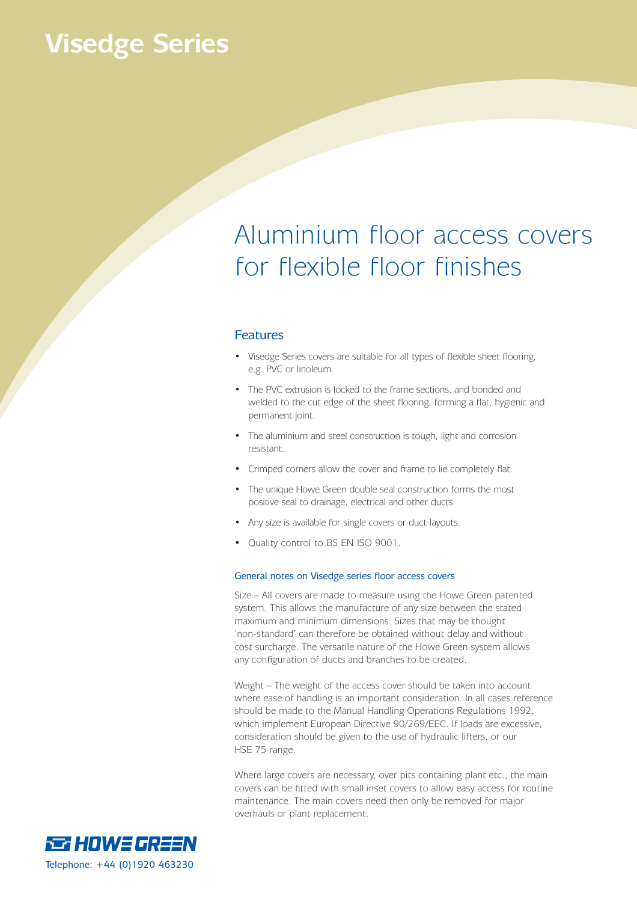# Visedge Series

## Aluminium floor access covers for flexible floor finishes

### Features

- Visedge Series covers are suitable for all types of flexible sheet flooring, e.g. PVC or linoleum.
- The PVC extrusion is locked to the frame sections, and bonded and welded to the cut edge of the sheet flooring, forming a flat, hygienic and permanent joint.
- The aluminium and steel construction is tough, light and corrosion resistant.
- Crimped corners allow the cover and frame to lie completely flat.
- The unique Howe Green double seal construction forms the most positive seal to drainage, electrical and other ducts.
- Any size is available for single covers or duct layouts.
- Quality control to BS EN ISO 9001.

#### General notes on Visedge series floor access covers

Size – All covers are made to measure using the Howe Green patented system. This allows the manufacture of any size between the stated maximum and minimum dimensions. Sizes that may be thought 'non-standard' can therefore be obtained without delay and without cost surcharge. The versatile nature of the Howe Green system allows any configuration of ducts and branches to be created.

Weight – The weight of the access cover should be taken into account where ease of handling is an important consideration. In all cases reference should be made to the Manual Handling Operations Regulations 1992, which implement European Directive 90/269/EEC. If loads are excessive, consideration should be given to the use of hydraulic lifters, or our HSE 75 range.

Where large covers are necessary, over pits containing plant etc., the main covers can be fitted with small inset covers to allow easy access for routine maintenance. The main covers need then only be removed for major overhauls or plant replacement.

HOWE GREEN

Telephone: +44 (0)1920 463230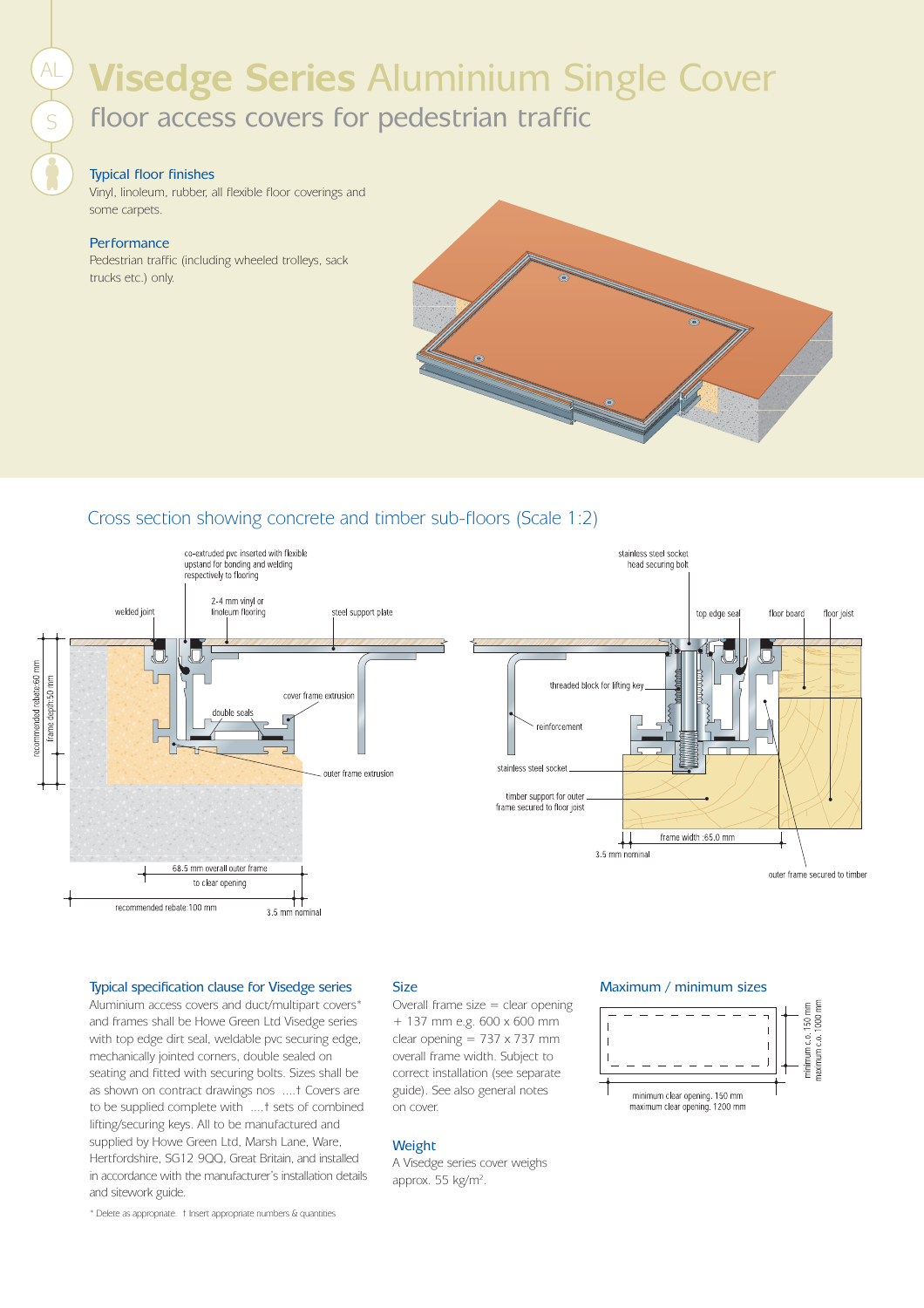# Visedge Series Aluminium Single Cover

## floor access covers for pedestrian traffic

### Typical floor finishes

Vinyl, linoleum, rubber, all flexible floor coverings and some carpets.

### Performance

Pedestrian traffic (including wheeled trolleys, sack trucks etc.) only.

## Cross section showing concrete and timber sub-floors (Scale 1:2)

co-extruded pvc inserted with flexible upstand for bonding and welding respectively to flooring

welded joint

2-4 mm vinyl or linoleum flooring

steel support plate

cover frame extrusion

double seals

outer frame extrusion

recommended rebate:60 mm

frame depth:50 mm

68.5 mm overall outer frame

to clear opening

recommended rebate:100 mm

3.5 mm nominal

stainless steel socket head securing bolt

top edge seal

floor board

floor joist

threaded block for lifting key

reinforcement

stainless steel socket

timber support for outer frame secured to floor joist

frame width :65.0 mm

3.5 mm nominal

outer frame secured to timber

### Typical specification clause for Visedge series

Aluminium access covers and duct/multipart covers* and frames shall be Howe Green Ltd Visedge series with top edge dirt seal, weldable pvc securing edge, mechanically jointed corners, double sealed on seating and fitted with securing bolts. Sizes shall be as shown on contract drawings nos ....† Covers are to be supplied complete with ....† sets of combined lifting/securing keys. All to be manufactured and supplied by Howe Green Ltd, Marsh Lane, Ware, Hertfordshire, SG12 9QQ, Great Britain, and installed in accordance with the manufacturer's installation details and sitework guide.

\* Delete as appropriate. † Insert appropriate numbers & quantities

### Size

Overall frame size = clear opening + 137 mm e.g. 600 x 600 mm clear opening = 737 x 737 mm overall frame width. Subject to correct installation (see separate guide). See also general notes on cover.

### Weight

A Visedge series cover weighs approx. 55 kg/m$^2$.

### Maximum / minimum sizes

minimum c.o. 150 mm

maximum c.o. 1000 mm

minimum clear opening. 150 mm

maximum clear opening. 1200 mm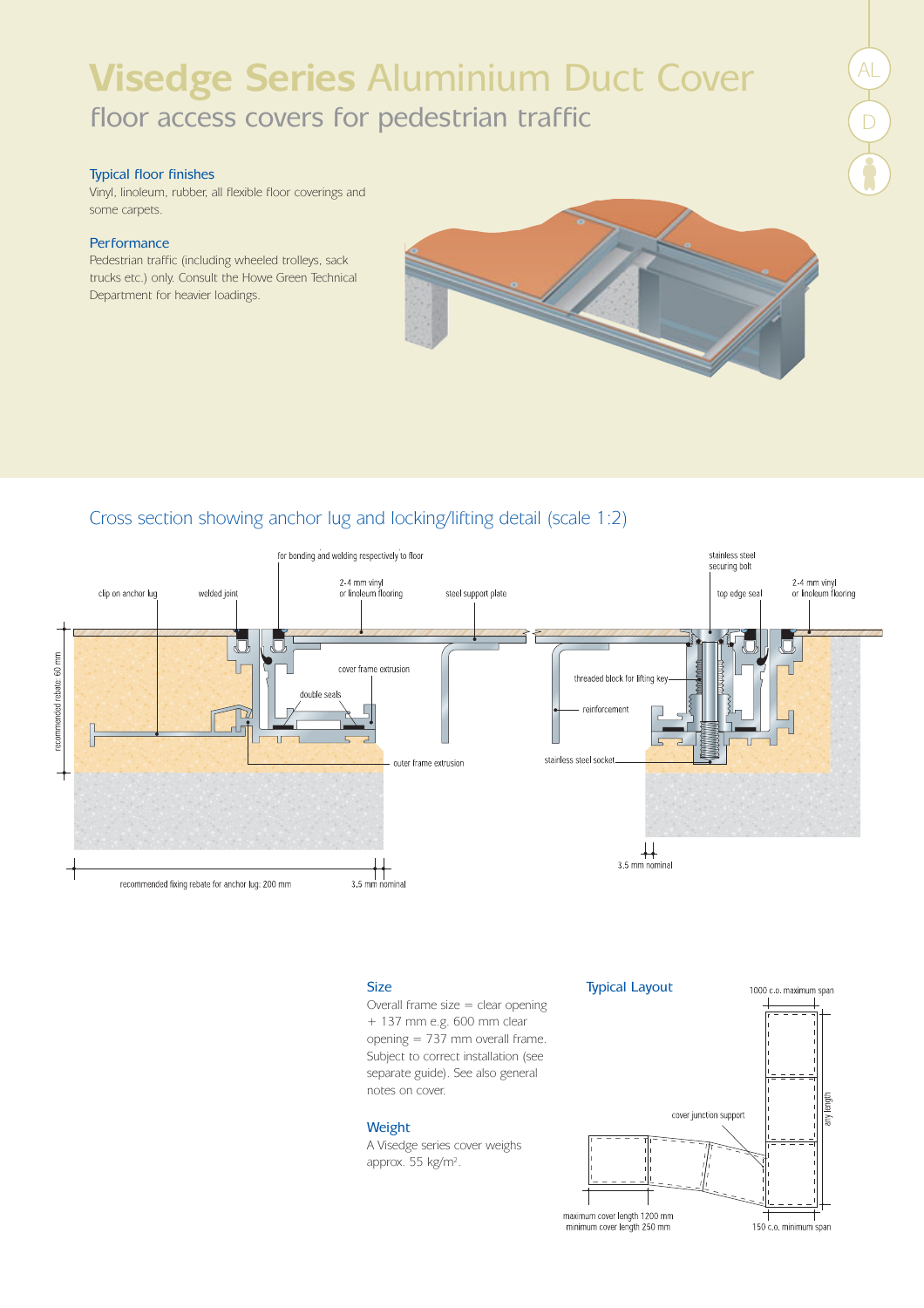# Visedge Series Aluminium Duct Cover

## floor access covers for pedestrian traffic

### Typical floor finishes

Vinyl, linoleum, rubber, all flexible floor coverings and some carpets.

### Performance

Pedestrian traffic (including wheeled trolleys, sack trucks etc.) only. Consult the Howe Green Technical Department for heavier loadings.

## Cross section showing anchor lug and locking/lifting detail (scale 1:2)

### Size

Overall frame size = clear opening + 137 mm e.g. 600 mm clear opening = 737 mm overall frame. Subject to correct installation (see separate guide). See also general notes on cover.

### Weight

A Visedge series cover weighs approx. 55 kg/m².

### Typical Layout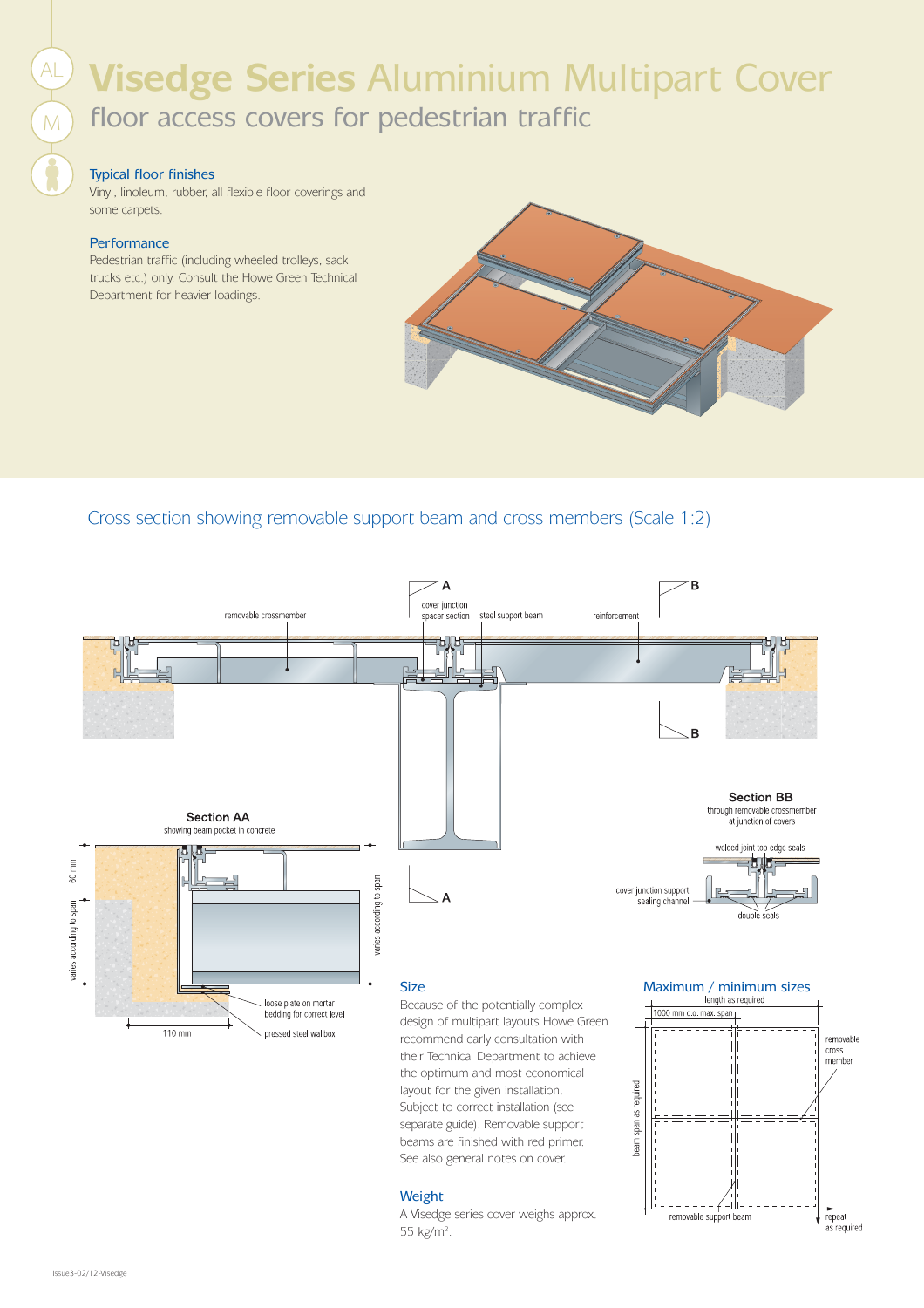# Visedge Series Aluminium Multipart Cover

## floor access covers for pedestrian traffic

AL

M

### Typical floor finishes

Vinyl, linoleum, rubber, all flexible floor coverings and some carpets.

### Performance

Pedestrian traffic (including wheeled trolleys, sack trucks etc.) only. Consult the Howe Green Technical Department for heavier loadings.

## Cross section showing removable support beam and cross members (Scale 1:2)

A

B

removable crossmember

cover junction spacer section

steel support beam

reinforcement

B

A

### Section AA

showing beam pocket in concrete

60 mm

varies according to span

varies according to span

110 mm

loose plate on mortar bedding for correct level

pressed steel wallbox

### Section BB

through removable crossmember at junction of covers

welded joint top edge seals

cover junction support sealing channel

double seals

### Size

Because of the potentially complex design of multipart layouts Howe Green recommend early consultation with their Technical Department to achieve the optimum and most economical layout for the given installation. Subject to correct installation (see separate guide). Removable support beams are finished with red primer. See also general notes on cover.

### Weight

A Visedge series cover weighs approx. 55 kg/m$^2$.

### Maximum / minimum sizes

length as required

1000 mm c.c. max. span

beam span as required

removable cross member

removable support beam

repeat as required

Issue3-02/12-Visedge